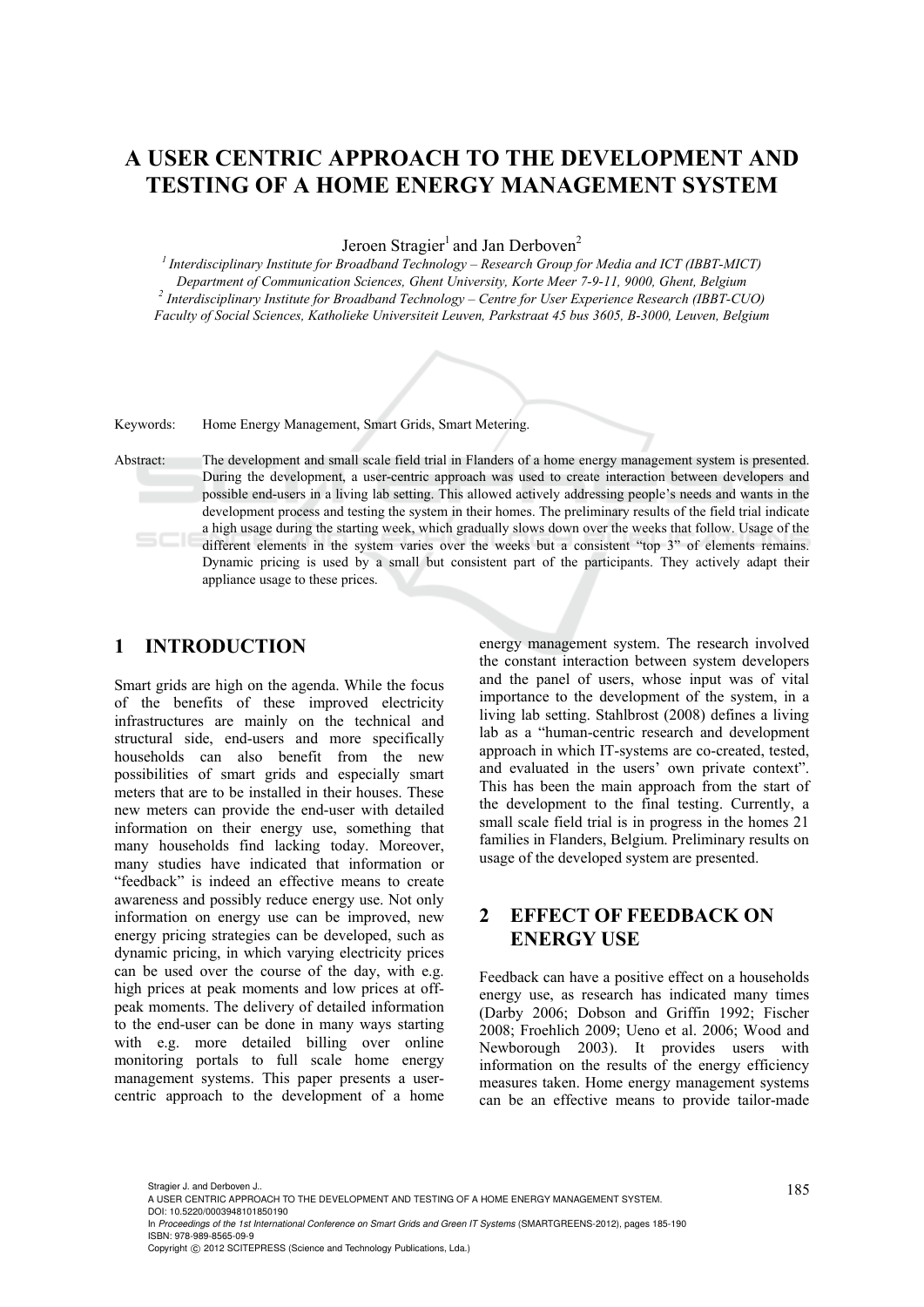# A USER CENTRIC APPROACH TO THE DEVELOPMENT AND TESTING OF A HOME ENERGY MANAGEMENT SYSTEM

Jeroen Stragier[1] and Jan Derboven[2]

[1] *Interdisciplinary Institute for Broadband Technology – Research Group for Media and ICT (IBBT-MICT) Department of Communication Sciences, Ghent University, Korte Meer 7-9-11, 9000, Ghent, Belgium*

[2] *Interdisciplinary Institute for Broadband Technology – Centre for User Experience Research (IBBT-CUO) Faculty of Social Sciences, Katholieke Universiteit Leuven, Parkstraat 45 bus 3605, B-3000, Leuven, Belgium*

Keywords: Home Energy Management, Smart Grids, Smart Metering.

Abstract: The development and small scale field trial in Flanders of a home energy management system is presented. During the development, a user-centric approach was used to create interaction between developers and possible end-users in a living lab setting. This allowed actively addressing people's needs and wants in the development process and testing the system in their homes. The preliminary results of the field trial indicate a high usage during the starting week, which gradually slows down over the weeks that follow. Usage of the different elements in the system varies over the weeks but a consistent "top 3" of elements remains. Dynamic pricing is used by a small but consistent part of the participants. They actively adapt their appliance usage to these prices.

## 1 INTRODUCTION

Smart grids are high on the agenda. While the focus of the benefits of these improved electricity infrastructures are mainly on the technical and structural side, end-users and more specifically households can also benefit from the new possibilities of smart grids and especially smart meters that are to be installed in their houses. These new meters can provide the end-user with detailed information on their energy use, something that many households find lacking today. Moreover, many studies have indicated that information or "feedback" is indeed an effective means to create awareness and possibly reduce energy use. Not only information on energy use can be improved, new energy pricing strategies can be developed, such as dynamic pricing, in which varying electricity prices can be used over the course of the day, with e.g. high prices at peak moments and low prices at off-peak moments. The delivery of detailed information to the end-user can be done in many ways starting with e.g. more detailed billing over online monitoring portals to full scale home energy management systems. This paper presents a user-centric approach to the development of a home energy management system. The research involved the constant interaction between system developers and the panel of users, whose input was of vital importance to the development of the system, in a living lab setting. Stahlbrost (2008) defines a living lab as a "human-centric research and development approach in which IT-systems are co-created, tested, and evaluated in the users' own private context". This has been the main approach from the start of the development to the final testing. Currently, a small scale field trial is in progress in the homes 21 families in Flanders, Belgium. Preliminary results on usage of the developed system are presented.

## 2 EFFECT OF FEEDBACK ON ENERGY USE

Feedback can have a positive effect on a households energy use, as research has indicated many times (Darby 2006; Dobson and Griffin 1992; Fischer 2008; Froehlich 2009; Ueno et al. 2006; Wood and Newborough 2003). It provides users with information on the results of the energy efficiency measures taken. Home energy management systems can be an effective means to provide tailor-made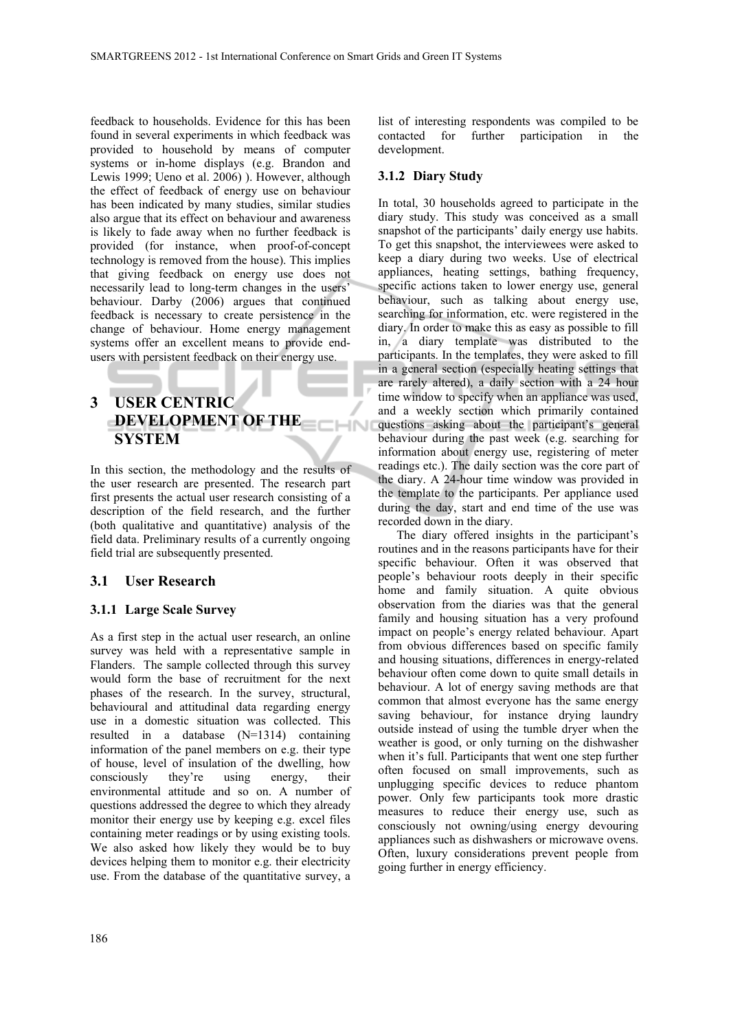feedback to households. Evidence for this has been found in several experiments in which feedback was provided to household by means of computer systems or in-home displays (e.g. Brandon and Lewis 1999; Ueno et al. 2006) ). However, although the effect of feedback of energy use on behaviour has been indicated by many studies, similar studies also argue that its effect on behaviour and awareness is likely to fade away when no further feedback is provided (for instance, when proof-of-concept technology is removed from the house). This implies that giving feedback on energy use does not necessarily lead to long-term changes in the users' behaviour. Darby (2006) argues that continued feedback is necessary to create persistence in the change of behaviour. Home energy management systems offer an excellent means to provide end-users with persistent feedback on their energy use.

# 3 USER CENTRIC DEVELOPMENT OF THE SYSTEM

In this section, the methodology and the results of the user research are presented. The research part first presents the actual user research consisting of a description of the field research, and the further (both qualitative and quantitative) analysis of the field data. Preliminary results of a currently ongoing field trial are subsequently presented.

## 3.1 User Research

### 3.1.1 Large Scale Survey

As a first step in the actual user research, an online survey was held with a representative sample in Flanders. The sample collected through this survey would form the base of recruitment for the next phases of the research. In the survey, structural, behavioural and attitudinal data regarding energy use in a domestic situation was collected. This resulted in a database (N=1314) containing information of the panel members on e.g. their type of house, level of insulation of the dwelling, how consciously they're using energy, their environmental attitude and so on. A number of questions addressed the degree to which they already monitor their energy use by keeping e.g. excel files containing meter readings or by using existing tools. We also asked how likely they would be to buy devices helping them to monitor e.g. their electricity use. From the database of the quantitative survey, a list of interesting respondents was compiled to be contacted for further participation in the development.

### 3.1.2 Diary Study

In total, 30 households agreed to participate in the diary study. This study was conceived as a small snapshot of the participants' daily energy use habits. To get this snapshot, the interviewees were asked to keep a diary during two weeks. Use of electrical appliances, heating settings, bathing frequency, specific actions taken to lower energy use, general behaviour, such as talking about energy use, searching for information, etc. were registered in the diary. In order to make this as easy as possible to fill in, a diary template was distributed to the participants. In the templates, they were asked to fill in a general section (especially heating settings that are rarely altered), a daily section with a 24 hour time window to specify when an appliance was used, and a weekly section which primarily contained questions asking about the participant's general behaviour during the past week (e.g. searching for information about energy use, registering of meter readings etc.). The daily section was the core part of the diary. A 24-hour time window was provided in the template to the participants. Per appliance used during the day, start and end time of the use was recorded down in the diary.

The diary offered insights in the participant's routines and in the reasons participants have for their specific behaviour. Often it was observed that people's behaviour roots deeply in their specific home and family situation. A quite obvious observation from the diaries was that the general family and housing situation has a very profound impact on people's energy related behaviour. Apart from obvious differences based on specific family and housing situations, differences in energy-related behaviour often come down to quite small details in behaviour. A lot of energy saving methods are that common that almost everyone has the same energy saving behaviour, for instance drying laundry outside instead of using the tumble dryer when the weather is good, or only turning on the dishwasher when it's full. Participants that went one step further often focused on small improvements, such as unplugging specific devices to reduce phantom power. Only few participants took more drastic measures to reduce their energy use, such as consciously not owning/using energy devouring appliances such as dishwashers or microwave ovens. Often, luxury considerations prevent people from going further in energy efficiency.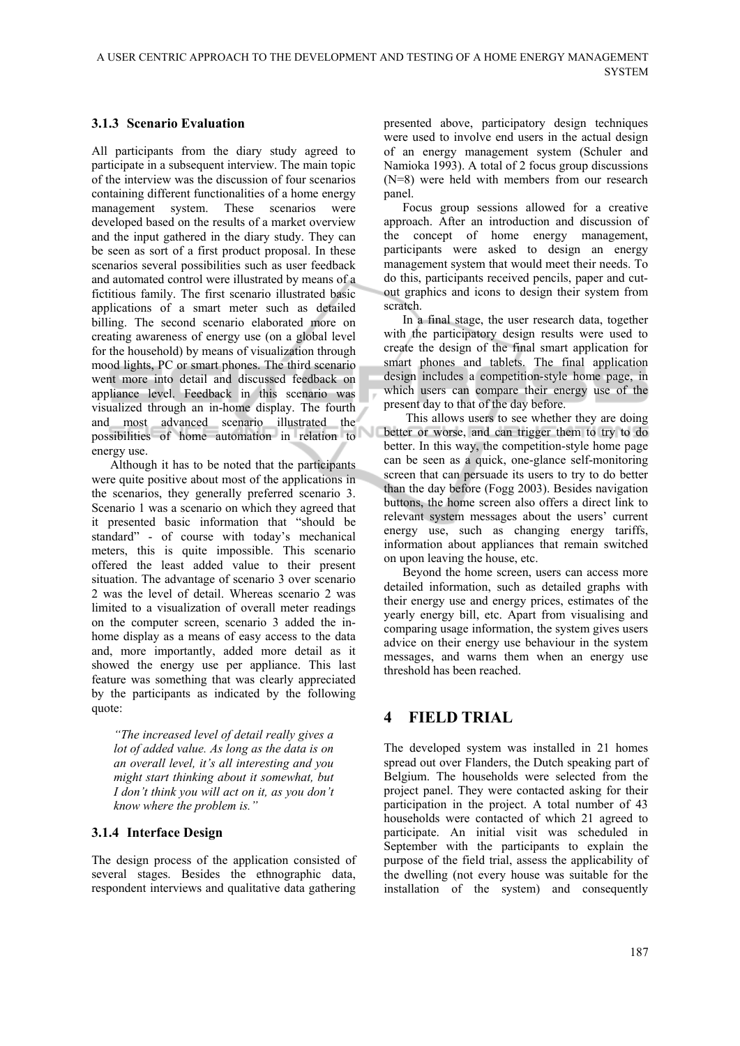### 3.1.3 Scenario Evaluation

All participants from the diary study agreed to participate in a subsequent interview. The main topic of the interview was the discussion of four scenarios containing different functionalities of a home energy management system. These scenarios were developed based on the results of a market overview and the input gathered in the diary study. They can be seen as sort of a first product proposal. In these scenarios several possibilities such as user feedback and automated control were illustrated by means of a fictitious family. The first scenario illustrated basic applications of a smart meter such as detailed billing. The second scenario elaborated more on creating awareness of energy use (on a global level for the household) by means of visualization through mood lights, PC or smart phones. The third scenario went more into detail and discussed feedback on appliance level. Feedback in this scenario was visualized through an in-home display. The fourth and most advanced scenario illustrated the possibilities of home automation in relation to energy use.

Although it has to be noted that the participants were quite positive about most of the applications in the scenarios, they generally preferred scenario 3. Scenario 1 was a scenario on which they agreed that it presented basic information that "should be standard" - of course with today's mechanical meters, this is quite impossible. This scenario offered the least added value to their present situation. The advantage of scenario 3 over scenario 2 was the level of detail. Whereas scenario 2 was limited to a visualization of overall meter readings on the computer screen, scenario 3 added the in-home display as a means of easy access to the data and, more importantly, added more detail as it showed the energy use per appliance. This last feature was something that was clearly appreciated by the participants as indicated by the following quote:

> *"The increased level of detail really gives a lot of added value. As long as the data is on an overall level, it's all interesting and you might start thinking about it somewhat, but I don't think you will act on it, as you don't know where the problem is."*

### 3.1.4 Interface Design

The design process of the application consisted of several stages. Besides the ethnographic data, respondent interviews and qualitative data gathering presented above, participatory design techniques were used to involve end users in the actual design of an energy management system (Schuler and Namioka 1993). A total of 2 focus group discussions (N=8) were held with members from our research panel.

Focus group sessions allowed for a creative approach. After an introduction and discussion of the concept of home energy management, participants were asked to design an energy management system that would meet their needs. To do this, participants received pencils, paper and cut-out graphics and icons to design their system from scratch.

In a final stage, the user research data, together with the participatory design results were used to create the design of the final smart application for smart phones and tablets. The final application design includes a competition-style home page, in which users can compare their energy use of the present day to that of the day before.

This allows users to see whether they are doing better or worse, and can trigger them to try to do better. In this way, the competition-style home page can be seen as a quick, one-glance self-monitoring screen that can persuade its users to try to do better than the day before (Fogg 2003). Besides navigation buttons, the home screen also offers a direct link to relevant system messages about the users' current energy use, such as changing energy tariffs, information about appliances that remain switched on upon leaving the house, etc.

Beyond the home screen, users can access more detailed information, such as detailed graphs with their energy use and energy prices, estimates of the yearly energy bill, etc. Apart from visualising and comparing usage information, the system gives users advice on their energy use behaviour in the system messages, and warns them when an energy use threshold has been reached.

## 4 FIELD TRIAL

The developed system was installed in 21 homes spread out over Flanders, the Dutch speaking part of Belgium. The households were selected from the project panel. They were contacted asking for their participation in the project. A total number of 43 households were contacted of which 21 agreed to participate. An initial visit was scheduled in September with the participants to explain the purpose of the field trial, assess the applicability of the dwelling (not every house was suitable for the installation of the system) and consequently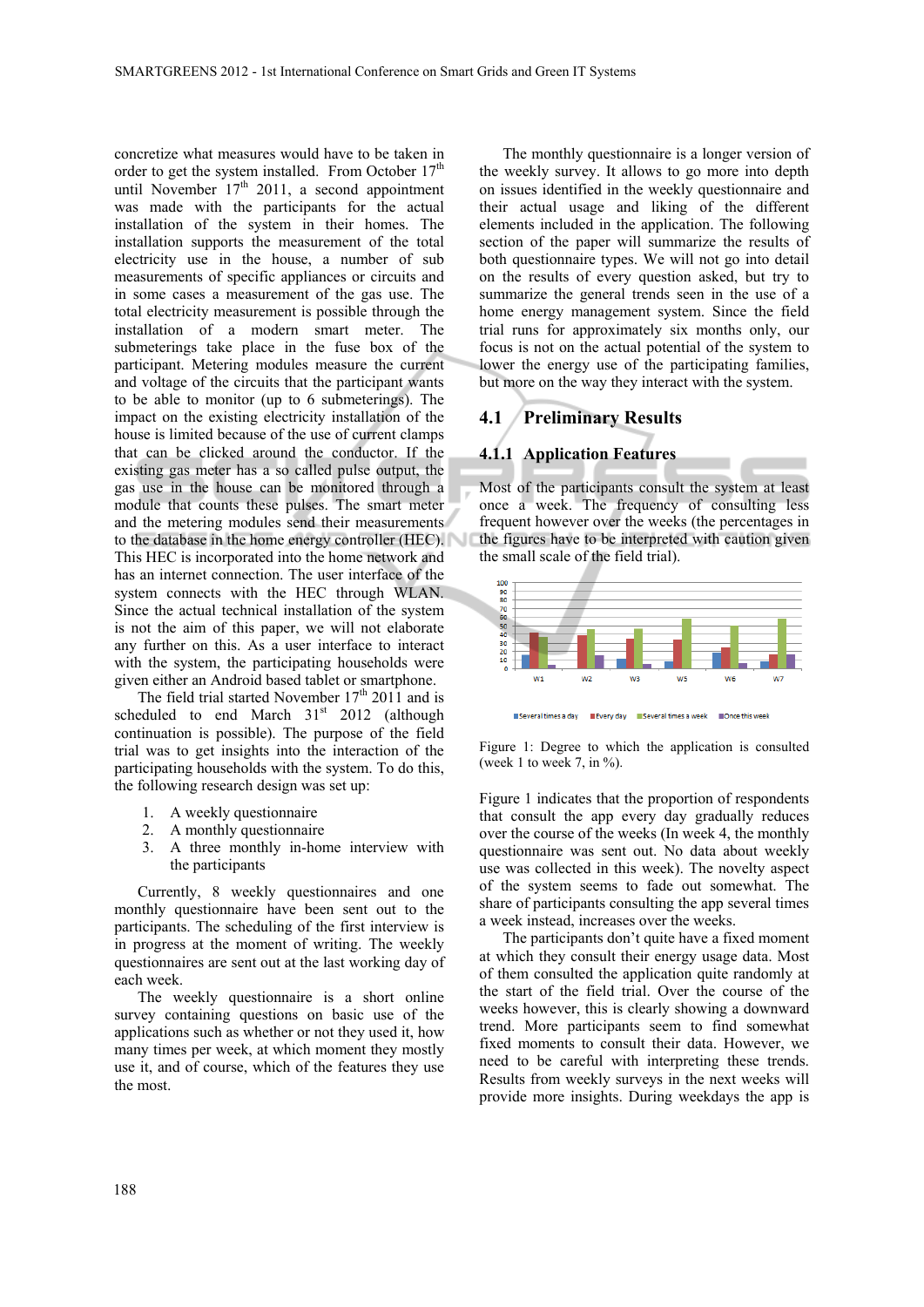concretize what measures would have to be taken in order to get the system installed. From October 17th until November 17th 2011, a second appointment was made with the participants for the actual installation of the system in their homes. The installation supports the measurement of the total electricity use in the house, a number of sub measurements of specific appliances or circuits and in some cases a measurement of the gas use. The total electricity measurement is possible through the installation of a modern smart meter. The submeterings take place in the fuse box of the participant. Metering modules measure the current and voltage of the circuits that the participant wants to be able to monitor (up to 6 submeterings). The impact on the existing electricity installation of the house is limited because of the use of current clamps that can be clicked around the conductor. If the existing gas meter has a so called pulse output, the gas use in the house can be monitored through a module that counts these pulses. The smart meter and the metering modules send their measurements to the database in the home energy controller (HEC). This HEC is incorporated into the home network and has an internet connection. The user interface of the system connects with the HEC through WLAN. Since the actual technical installation of the system is not the aim of this paper, we will not elaborate any further on this. As a user interface to interact with the system, the participating households were given either an Android based tablet or smartphone.

The field trial started November 17th 2011 and is scheduled to end March 31st 2012 (although continuation is possible). The purpose of the field trial was to get insights into the interaction of the participating households with the system. To do this, the following research design was set up:

1. A weekly questionnaire
2. A monthly questionnaire
3. A three monthly in-home interview with the participants

Currently, 8 weekly questionnaires and one monthly questionnaire have been sent out to the participants. The scheduling of the first interview is in progress at the moment of writing. The weekly questionnaires are sent out at the last working day of each week.

The weekly questionnaire is a short online survey containing questions on basic use of the applications such as whether or not they used it, how many times per week, at which moment they mostly use it, and of course, which of the features they use the most.

The monthly questionnaire is a longer version of the weekly survey. It allows to go more into depth on issues identified in the weekly questionnaire and their actual usage and liking of the different elements included in the application. The following section of the paper will summarize the results of both questionnaire types. We will not go into detail on the results of every question asked, but try to summarize the general trends seen in the use of a home energy management system. Since the field trial runs for approximately six months only, our focus is not on the actual potential of the system to lower the energy use of the participating families, but more on the way they interact with the system.

## 4.1 Preliminary Results

### 4.1.1 Application Features

Most of the participants consult the system at least once a week. The frequency of consulting less frequent however over the weeks (the percentages in the figures have to be interpreted with caution given the small scale of the field trial).

Figure 1: Degree to which the application is consulted (week 1 to week 7, in %).

Figure 1 indicates that the proportion of respondents that consult the app every day gradually reduces over the course of the weeks (In week 4, the monthly questionnaire was sent out. No data about weekly use was collected in this week). The novelty aspect of the system seems to fade out somewhat. The share of participants consulting the app several times a week instead, increases over the weeks.

The participants don't quite have a fixed moment at which they consult their energy usage data. Most of them consulted the application quite randomly at the start of the field trial. Over the course of the weeks however, this is clearly showing a downward trend. More participants seem to find somewhat fixed moments to consult their data. However, we need to be careful with interpreting these trends. Results from weekly surveys in the next weeks will provide more insights. During weekdays the app is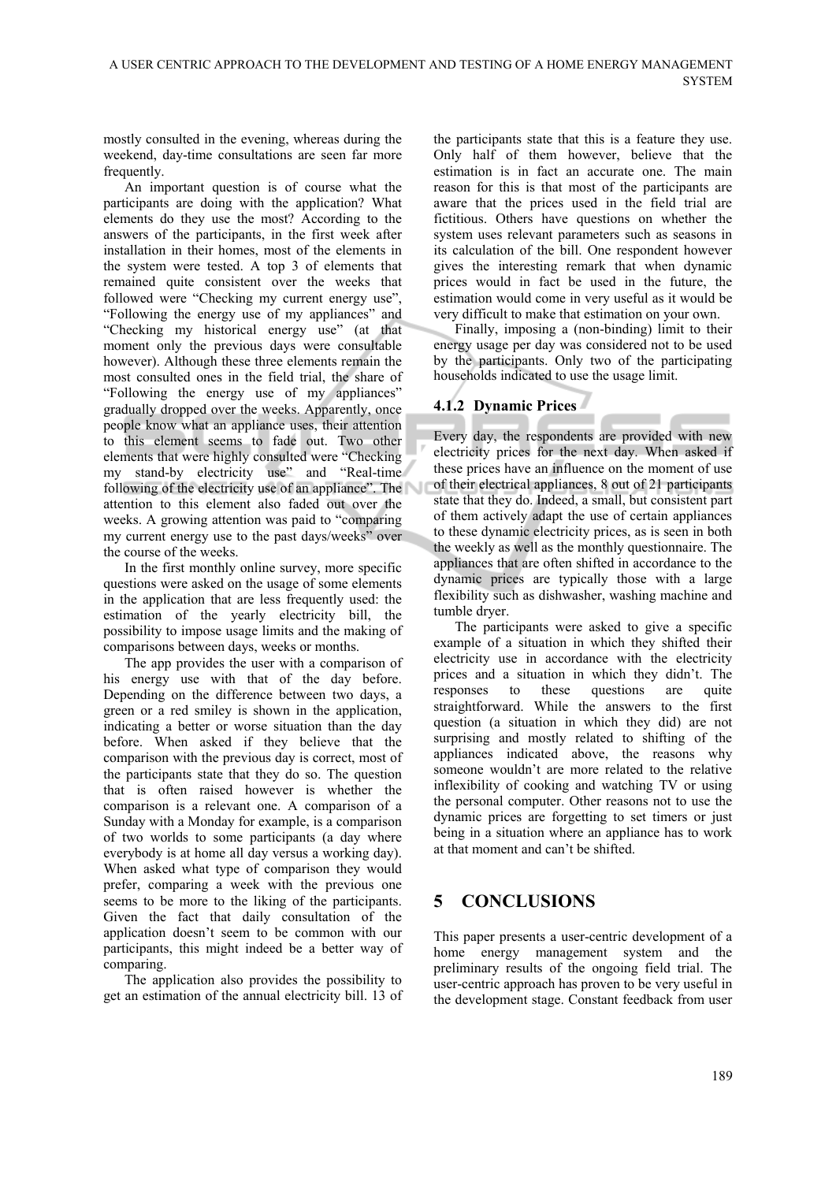mostly consulted in the evening, whereas during the weekend, day-time consultations are seen far more frequently.

An important question is of course what the participants are doing with the application? What elements do they use the most? According to the answers of the participants, in the first week after installation in their homes, most of the elements in the system were tested. A top 3 of elements that remained quite consistent over the weeks that followed were "Checking my current energy use", "Following the energy use of my appliances" and "Checking my historical energy use" (at that moment only the previous days were consultable however). Although these three elements remain the most consulted ones in the field trial, the share of "Following the energy use of my appliances" gradually dropped over the weeks. Apparently, once people know what an appliance uses, their attention to this element seems to fade out. Two other elements that were highly consulted were "Checking my stand-by electricity use" and "Real-time following of the electricity use of an appliance". The attention to this element also faded out over the weeks. A growing attention was paid to "comparing my current energy use to the past days/weeks" over the course of the weeks.

In the first monthly online survey, more specific questions were asked on the usage of some elements in the application that are less frequently used: the estimation of the yearly electricity bill, the possibility to impose usage limits and the making of comparisons between days, weeks or months.

The app provides the user with a comparison of his energy use with that of the day before. Depending on the difference between two days, a green or a red smiley is shown in the application, indicating a better or worse situation than the day before. When asked if they believe that the comparison with the previous day is correct, most of the participants state that they do so. The question that is often raised however is whether the comparison is a relevant one. A comparison of a Sunday with a Monday for example, is a comparison of two worlds to some participants (a day where everybody is at home all day versus a working day). When asked what type of comparison they would prefer, comparing a week with the previous one seems to be more to the liking of the participants. Given the fact that daily consultation of the application doesn't seem to be common with our participants, this might indeed be a better way of comparing.

The application also provides the possibility to get an estimation of the annual electricity bill. 13 of the participants state that this is a feature they use. Only half of them however, believe that the estimation is in fact an accurate one. The main reason for this is that most of the participants are aware that the prices used in the field trial are fictitious. Others have questions on whether the system uses relevant parameters such as seasons in its calculation of the bill. One respondent however gives the interesting remark that when dynamic prices would in fact be used in the future, the estimation would come in very useful as it would be very difficult to make that estimation on your own.

Finally, imposing a (non-binding) limit to their energy usage per day was considered not to be used by the participants. Only two of the participating households indicated to use the usage limit.

#### 4.1.2 Dynamic Prices

Every day, the respondents are provided with new electricity prices for the next day. When asked if these prices have an influence on the moment of use of their electrical appliances, 8 out of 21 participants state that they do. Indeed, a small, but consistent part of them actively adapt the use of certain appliances to these dynamic electricity prices, as is seen in both the weekly as well as the monthly questionnaire. The appliances that are often shifted in accordance to the dynamic prices are typically those with a large flexibility such as dishwasher, washing machine and tumble dryer.

The participants were asked to give a specific example of a situation in which they shifted their electricity use in accordance with the electricity prices and a situation in which they didn't. The responses to these questions are quite straightforward. While the answers to the first question (a situation in which they did) are not surprising and mostly related to shifting of the appliances indicated above, the reasons why someone wouldn't are more related to the relative inflexibility of cooking and watching TV or using the personal computer. Other reasons not to use the dynamic prices are forgetting to set timers or just being in a situation where an appliance has to work at that moment and can't be shifted.

## 5 CONCLUSIONS

This paper presents a user-centric development of a home energy management system and the preliminary results of the ongoing field trial. The user-centric approach has proven to be very useful in the development stage. Constant feedback from user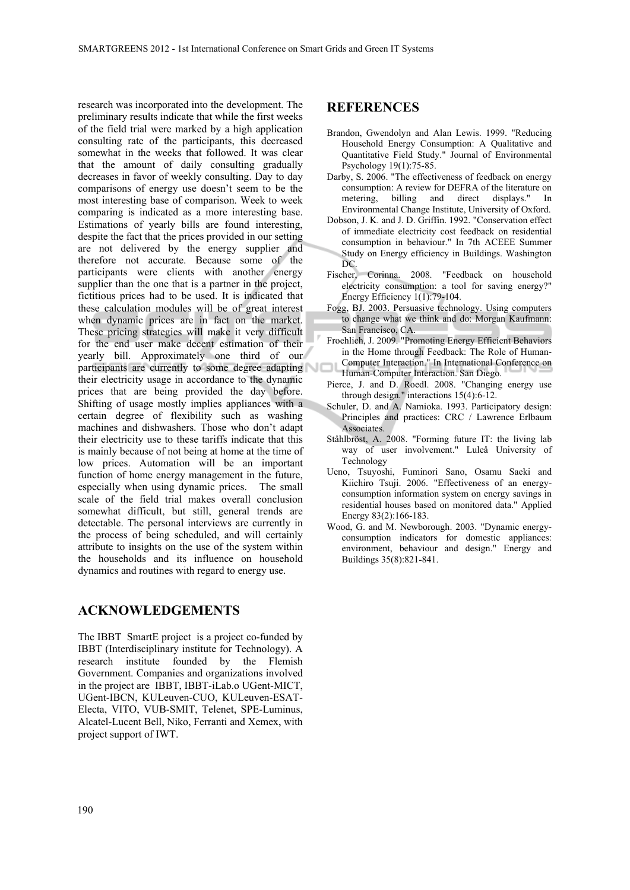research was incorporated into the development. The preliminary results indicate that while the first weeks of the field trial were marked by a high application consulting rate of the participants, this decreased somewhat in the weeks that followed. It was clear that the amount of daily consulting gradually decreases in favor of weekly consulting. Day to day comparisons of energy use doesn't seem to be the most interesting base of comparison. Week to week comparing is indicated as a more interesting base. Estimations of yearly bills are found interesting, despite the fact that the prices provided in our setting are not delivered by the energy supplier and therefore not accurate. Because some of the participants were clients with another energy supplier than the one that is a partner in the project, fictitious prices had to be used. It is indicated that these calculation modules will be of great interest when dynamic prices are in fact on the market. These pricing strategies will make it very difficult for the end user make decent estimation of their yearly bill. Approximately one third of our participants are currently to some degree adapting their electricity usage in accordance to the dynamic prices that are being provided the day before. Shifting of usage mostly implies appliances with a certain degree of flexibility such as washing machines and dishwashers. Those who don't adapt their electricity use to these tariffs indicate that this is mainly because of not being at home at the time of low prices. Automation will be an important function of home energy management in the future, especially when using dynamic prices. The small scale of the field trial makes overall conclusion somewhat difficult, but still, general trends are detectable. The personal interviews are currently in the process of being scheduled, and will certainly attribute to insights on the use of the system within the households and its influence on household dynamics and routines with regard to energy use.

## ACKNOWLEDGEMENTS

The IBBT SmartE project is a project co-funded by IBBT (Interdisciplinary institute for Technology). A research institute founded by the Flemish Government. Companies and organizations involved in the project are IBBT, IBBT-iLab.o UGent-MICT, UGent-IBCN, KULeuven-CUO, KULeuven-ESAT-Electa, VITO, VUB-SMIT, Telenet, SPE-Luminus, Alcatel-Lucent Bell, Niko, Ferranti and Xemex, with project support of IWT.

## REFERENCES

Brandon, Gwendolyn and Alan Lewis. 1999. "Reducing Household Energy Consumption: A Qualitative and Quantitative Field Study." Journal of Environmental Psychology 19(1):75-85.

Darby, S. 2006. "The effectiveness of feedback on energy consumption: A review for DEFRA of the literature on metering, billing and direct displays." In Environmental Change Institute, University of Oxford.

Dobson, J. K. and J. D. Griffin. 1992. "Conservation effect of immediate electricity cost feedback on residential consumption in behaviour." In 7th ACEEE Summer Study on Energy efficiency in Buildings. Washington DC.

Fischer, Corinna. 2008. "Feedback on household electricity consumption: a tool for saving energy?" Energy Efficiency 1(1):79-104.

Fogg, BJ. 2003. Persuasive technology. Using computers to change what we think and do: Morgan Kaufmann: San Francisco, CA.

Froehlich, J. 2009. "Promoting Energy Efficient Behaviors in the Home through Feedback: The Role of Human-Computer Interaction." In International Conference on Human-Computer Interaction. San Diego.

Pierce, J. and D. Roedl. 2008. "Changing energy use through design." interactions 15(4):6-12.

Schuler, D. and A. Namioka. 1993. Participatory design: Principles and practices: CRC / Lawrence Erlbaum Associates.

Ståhlbröst, A. 2008. "Forming future IT: the living lab way of user involvement." Luleå University of Technology

Ueno, Tsuyoshi, Fuminori Sano, Osamu Saeki and Kiichiro Tsuji. 2006. "Effectiveness of an energy-consumption information system on energy savings in residential houses based on monitored data." Applied Energy 83(2):166-183.

Wood, G. and M. Newborough. 2003. "Dynamic energy-consumption indicators for domestic appliances: environment, behaviour and design." Energy and Buildings 35(8):821-841.